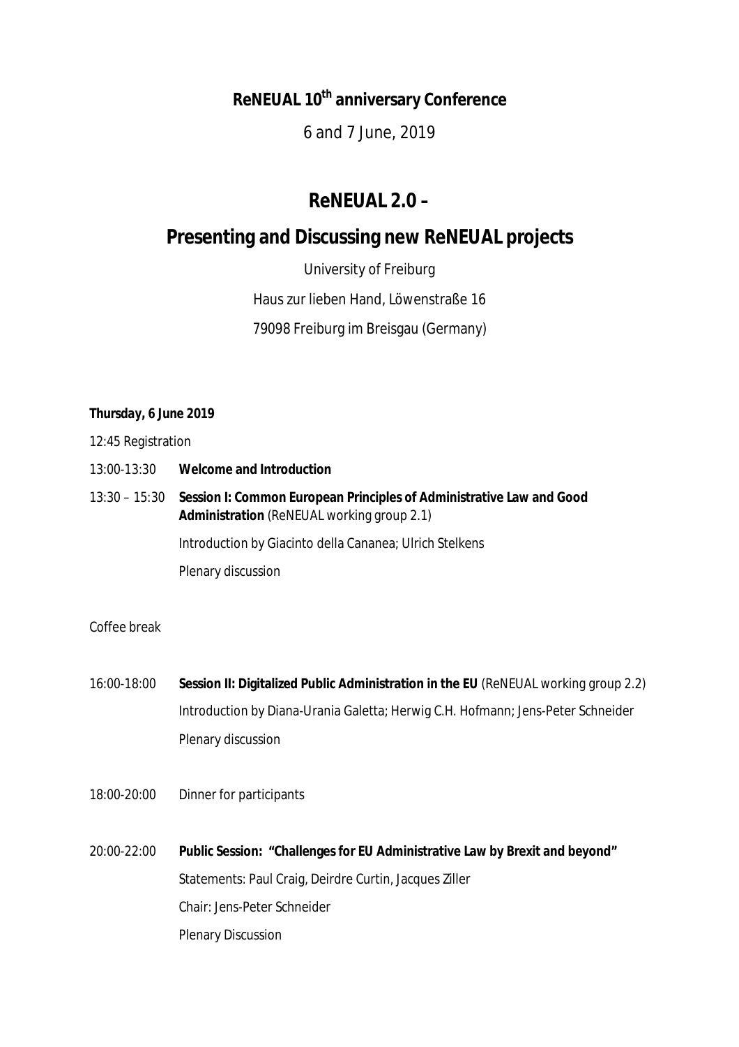**ReNEUAL 10th anniversary Conference**

6 and 7 June, 2019

# ReNEUAL 2.0 –

# Presenting and Discussing new ReNEUAL projects

University of Freiburg

Haus zur lieben Hand, Löwenstraße 16

79098 Freiburg im Breisgau (Germany)

***Thursday, 6 June 2019***

12:45 Registration

13:00-13:30 **Welcome and Introduction**

13:30 – 15:30 **Session I: Common European Principles of Administrative Law and Good Administration** (ReNEUAL working group 2.1)

Introduction by Giacinto della Cananea; Ulrich Stelkens

Plenary discussion

Coffee break

16:00-18:00 **Session II: Digitalized Public Administration in the EU** (ReNEUAL working group 2.2)

Introduction by Diana-Urania Galetta; Herwig C.H. Hofmann; Jens-Peter Schneider

Plenary discussion

18:00-20:00 Dinner for participants

20:00-22:00 **Public Session: "Challenges for EU Administrative Law by Brexit and beyond"**

Statements: Paul Craig, Deirdre Curtin, Jacques Ziller

Chair: Jens-Peter Schneider

Plenary Discussion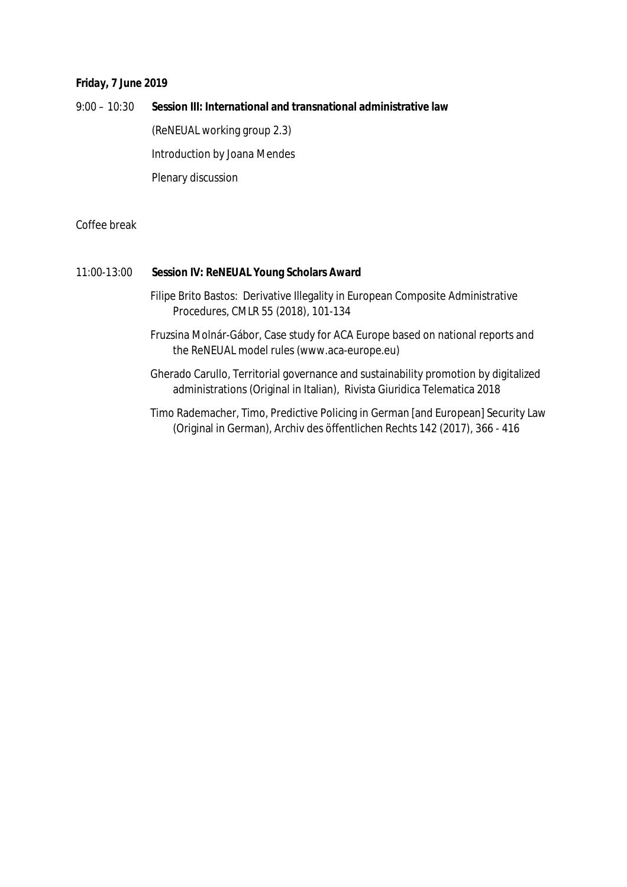**Friday, 7 June 2019**

9:00 – 10:30 **Session III: International and transnational administrative law**

(ReNEUAL working group 2.3)

Introduction by Joana Mendes

Plenary discussion

Coffee break

11:00-13:00 **Session IV: ReNEUAL Young Scholars Award**

Filipe Brito Bastos: Derivative Illegality in European Composite Administrative Procedures, CMLR 55 (2018), 101-134

Fruzsina Molnár-Gábor, Case study for ACA Europe based on national reports and the ReNEUAL model rules (www.aca-europe.eu)

Gherado Carullo, Territorial governance and sustainability promotion by digitalized administrations (Original in Italian), Rivista Giuridica Telematica 2018

Timo Rademacher, Timo, Predictive Policing in German [and European] Security Law (Original in German), Archiv des öffentlichen Rechts 142 (2017), 366 - 416